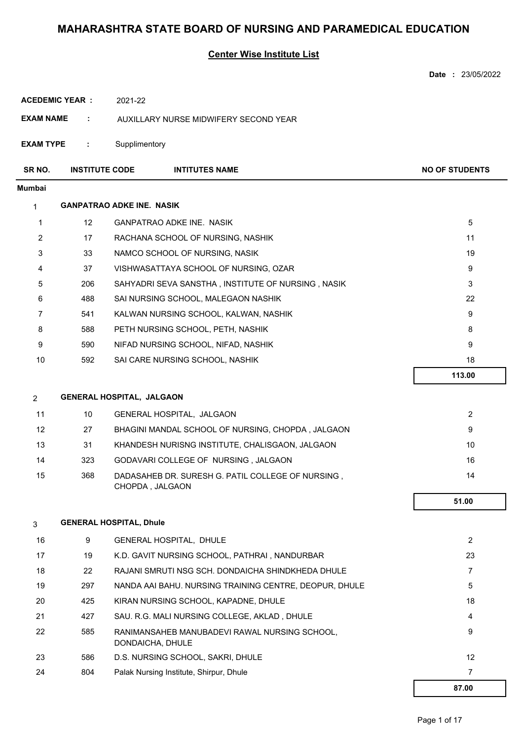# MAHARASHTRA STATE BOARD OF NURSING AND PARAMEDICAL EDUCATION

## Center Wise Institute List

**Date :** 23/05/2022

**ACEDEMIC YEAR :** 2021-22

**EXAM NAME :** AUXILLARY NURSE MIDWIFERY SECOND YEAR

**EXAM TYPE :** Supplimentory

| SR NO. | INSTITUTE CODE | INTITUTES NAME | NO OF STUDENTS |
|---|---|---|---|
| **Mumbai** | | | |
| **1** | | **GANPATRAO ADKE INE. NASIK** | |
| 1 | 12 | GANPATRAO ADKE INE. NASIK | 5 |
| 2 | 17 | RACHANA SCHOOL OF NURSING, NASHIK | 11 |
| 3 | 33 | NAMCO SCHOOL OF NURSING, NASIK | 19 |
| 4 | 37 | VISHWASATTAYA SCHOOL OF NURSING, OZAR | 9 |
| 5 | 206 | SAHYADRI SEVA SANSTHA , INSTITUTE OF NURSING , NASIK | 3 |
| 6 | 488 | SAI NURSING SCHOOL, MALEGAON NASHIK | 22 |
| 7 | 541 | KALWAN NURSING SCHOOL, KALWAN, NASHIK | 9 |
| 8 | 588 | PETH NURSING SCHOOL, PETH, NASHIK | 8 |
| 9 | 590 | NIFAD NURSING SCHOOL, NIFAD, NASHIK | 9 |
| 10 | 592 | SAI CARE NURSING SCHOOL, NASHIK | 18 |
| | | | **113.00** |
| **2** | | **GENERAL HOSPITAL, JALGAON** | |
| 11 | 10 | GENERAL HOSPITAL, JALGAON | 2 |
| 12 | 27 | BHAGINI MANDAL SCHOOL OF NURSING, CHOPDA , JALGAON | 9 |
| 13 | 31 | KHANDESH NURISNG INSTITUTE, CHALISGAON, JALGAON | 10 |
| 14 | 323 | GODAVARI COLLEGE OF NURSING , JALGAON | 16 |
| 15 | 368 | DADASAHEB DR. SURESH G. PATIL COLLEGE OF NURSING , CHOPDA , JALGAON | 14 |
| | | | **51.00** |
| **3** | | **GENERAL HOSPITAL, Dhule** | |
| 16 | 9 | GENERAL HOSPITAL, DHULE | 2 |
| 17 | 19 | K.D. GAVIT NURSING SCHOOL, PATHRAI , NANDURBAR | 23 |
| 18 | 22 | RAJANI SMRUTI NSG SCH. DONDAICHA SHINDKHEDA DHULE | 7 |
| 19 | 297 | NANDA AAI BAHU. NURSING TRAINING CENTRE, DEOPUR, DHULE | 5 |
| 20 | 425 | KIRAN NURSING SCHOOL, KAPADNE, DHULE | 18 |
| 21 | 427 | SAU. R.G. MALI NURSING COLLEGE, AKLAD , DHULE | 4 |
| 22 | 585 | RANIMANSAHEB MANUBADEVI RAWAL NURSING SCHOOL, DONDAICHA, DHULE | 9 |
| 23 | 586 | D.S. NURSING SCHOOL, SAKRI, DHULE | 12 |
| 24 | 804 | Palak Nursing Institute, Shirpur, Dhule | 7 |
| | | | **87.00** |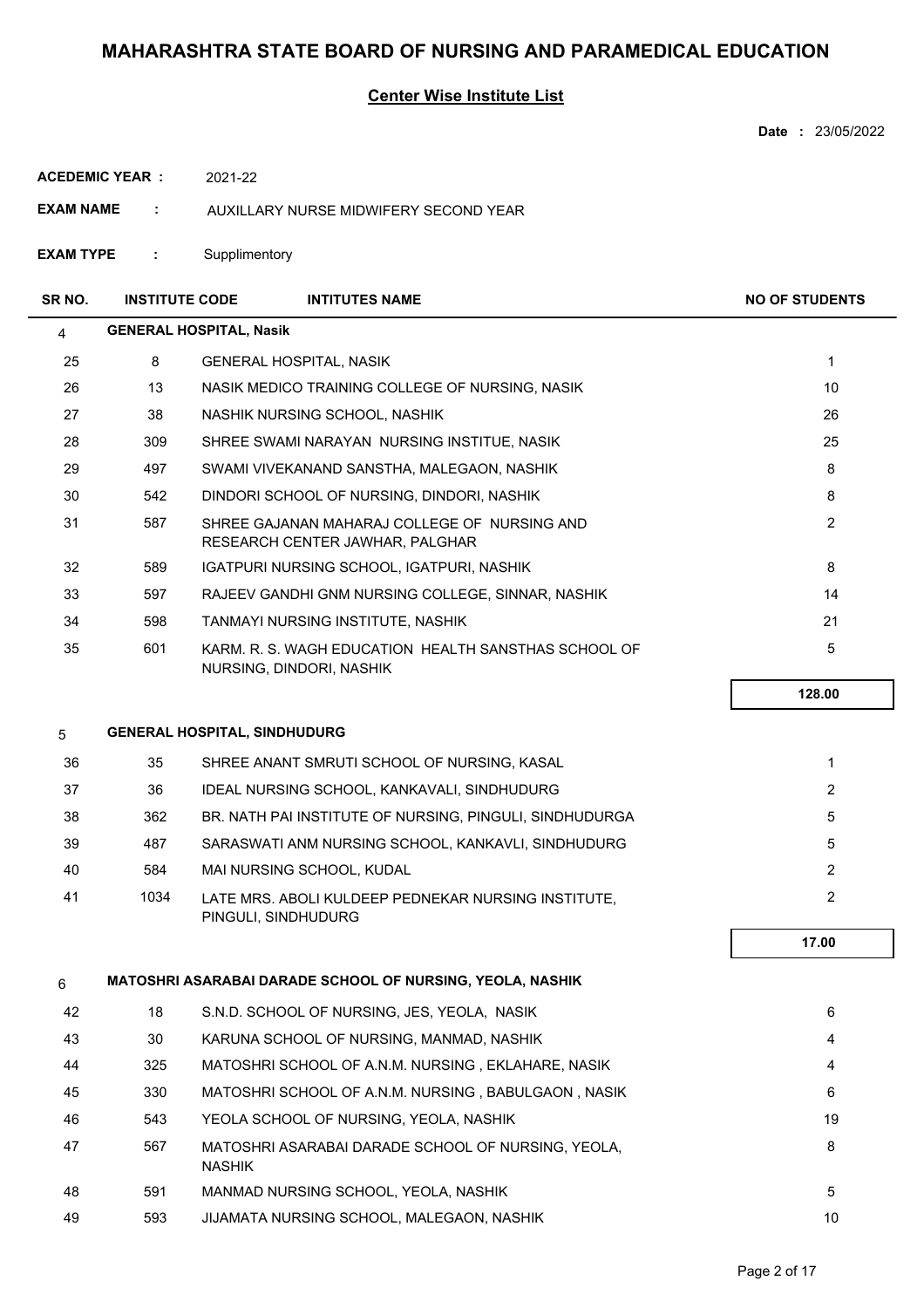# MAHARASHTRA STATE BOARD OF NURSING AND PARAMEDICAL EDUCATION

## Center Wise Institute List

**Date :** 23/05/2022

**ACEDEMIC YEAR :** 2021-22

**EXAM NAME :** AUXILLARY NURSE MIDWIFERY SECOND YEAR

**EXAM TYPE :** Supplimentory

| SR NO. | INSTITUTE CODE | INTITUTES NAME | NO OF STUDENTS |
|---|---|---|---|
| **4** | | **GENERAL HOSPITAL, Nasik** | |
| 25 | 8 | GENERAL HOSPITAL, NASIK | 1 |
| 26 | 13 | NASIK MEDICO TRAINING COLLEGE OF NURSING, NASIK | 10 |
| 27 | 38 | NASHIK NURSING SCHOOL, NASHIK | 26 |
| 28 | 309 | SHREE SWAMI NARAYAN NURSING INSTITUE, NASIK | 25 |
| 29 | 497 | SWAMI VIVEKANAND SANSTHA, MALEGAON, NASHIK | 8 |
| 30 | 542 | DINDORI SCHOOL OF NURSING, DINDORI, NASHIK | 8 |
| 31 | 587 | SHREE GAJANAN MAHARAJ COLLEGE OF NURSING AND RESEARCH CENTER JAWHAR, PALGHAR | 2 |
| 32 | 589 | IGATPURI NURSING SCHOOL, IGATPURI, NASHIK | 8 |
| 33 | 597 | RAJEEV GANDHI GNM NURSING COLLEGE, SINNAR, NASHIK | 14 |
| 34 | 598 | TANMAYI NURSING INSTITUTE, NASHIK | 21 |
| 35 | 601 | KARM. R. S. WAGH EDUCATION HEALTH SANSTHAS SCHOOL OF NURSING, DINDORI, NASHIK | 5 |
| | | | **128.00** |
| **5** | | **GENERAL HOSPITAL, SINDHUDURG** | |
| 36 | 35 | SHREE ANANT SMRUTI SCHOOL OF NURSING, KASAL | 1 |
| 37 | 36 | IDEAL NURSING SCHOOL, KANKAVALI, SINDHUDURG | 2 |
| 38 | 362 | BR. NATH PAI INSTITUTE OF NURSING, PINGULI, SINDHUDURGA | 5 |
| 39 | 487 | SARASWATI ANM NURSING SCHOOL, KANKAVLI, SINDHUDURG | 5 |
| 40 | 584 | MAI NURSING SCHOOL, KUDAL | 2 |
| 41 | 1034 | LATE MRS. ABOLI KULDEEP PEDNEKAR NURSING INSTITUTE, PINGULI, SINDHUDURG | 2 |
| | | | **17.00** |
| **6** | | **MATOSHRI ASARABAI DARADE SCHOOL OF NURSING, YEOLA, NASHIK** | |
| 42 | 18 | S.N.D. SCHOOL OF NURSING, JES, YEOLA, NASIK | 6 |
| 43 | 30 | KARUNA SCHOOL OF NURSING, MANMAD, NASHIK | 4 |
| 44 | 325 | MATOSHRI SCHOOL OF A.N.M. NURSING , EKLAHARE, NASIK | 4 |
| 45 | 330 | MATOSHRI SCHOOL OF A.N.M. NURSING , BABULGAON , NASIK | 6 |
| 46 | 543 | YEOLA SCHOOL OF NURSING, YEOLA, NASHIK | 19 |
| 47 | 567 | MATOSHRI ASARABAI DARADE SCHOOL OF NURSING, YEOLA, NASHIK | 8 |
| 48 | 591 | MANMAD NURSING SCHOOL, YEOLA, NASHIK | 5 |
| 49 | 593 | JIJAMATA NURSING SCHOOL, MALEGAON, NASHIK | 10 |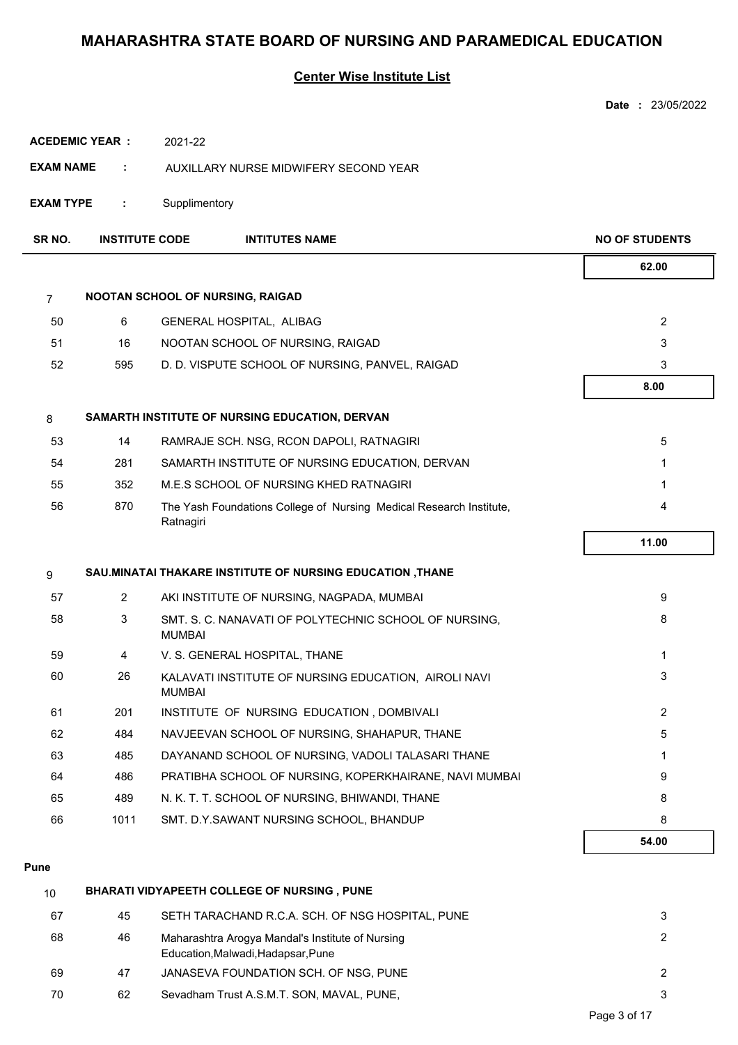# MAHARASHTRA STATE BOARD OF NURSING AND PARAMEDICAL EDUCATION

## Center Wise Institute List

**Date :** 23/05/2022

**ACEDEMIC YEAR :** 2021-22

**EXAM NAME :** AUXILLARY NURSE MIDWIFERY SECOND YEAR

**EXAM TYPE :** Supplimentory

| SR NO. | INSTITUTE CODE | INTITUTES NAME | NO OF STUDENTS |
|---|---|---|---|
| | | | **62.00** |
| **7** | | **NOOTAN SCHOOL OF NURSING, RAIGAD** | |
| 50 | 6 | GENERAL HOSPITAL, ALIBAG | 2 |
| 51 | 16 | NOOTAN SCHOOL OF NURSING, RAIGAD | 3 |
| 52 | 595 | D. D. VISPUTE SCHOOL OF NURSING, PANVEL, RAIGAD | 3 |
| | | | **8.00** |
| **8** | | **SAMARTH INSTITUTE OF NURSING EDUCATION, DERVAN** | |
| 53 | 14 | RAMRAJE SCH. NSG, RCON DAPOLI, RATNAGIRI | 5 |
| 54 | 281 | SAMARTH INSTITUTE OF NURSING EDUCATION, DERVAN | 1 |
| 55 | 352 | M.E.S SCHOOL OF NURSING KHED RATNAGIRI | 1 |
| 56 | 870 | The Yash Foundations College of Nursing Medical Research Institute, Ratnagiri | 4 |
| | | | **11.00** |
| **9** | | **SAU.MINATAI THAKARE INSTITUTE OF NURSING EDUCATION ,THANE** | |
| 57 | 2 | AKI INSTITUTE OF NURSING, NAGPADA, MUMBAI | 9 |
| 58 | 3 | SMT. S. C. NANAVATI OF POLYTECHNIC SCHOOL OF NURSING, MUMBAI | 8 |
| 59 | 4 | V. S. GENERAL HOSPITAL, THANE | 1 |
| 60 | 26 | KALAVATI INSTITUTE OF NURSING EDUCATION, AIROLI NAVI MUMBAI | 3 |
| 61 | 201 | INSTITUTE OF NURSING EDUCATION , DOMBIVALI | 2 |
| 62 | 484 | NAVJEEVAN SCHOOL OF NURSING, SHAHAPUR, THANE | 5 |
| 63 | 485 | DAYANAND SCHOOL OF NURSING, VADOLI TALASARI THANE | 1 |
| 64 | 486 | PRATIBHA SCHOOL OF NURSING, KOPERKHAIRANE, NAVI MUMBAI | 9 |
| 65 | 489 | N. K. T. T. SCHOOL OF NURSING, BHIWANDI, THANE | 8 |
| 66 | 1011 | SMT. D.Y.SAWANT NURSING SCHOOL, BHANDUP | 8 |
| | | | **54.00** |

**Pune**

| SR NO. | INSTITUTE CODE | INTITUTES NAME | NO OF STUDENTS |
|---|---|---|---|
| **10** | | **BHARATI VIDYAPEETH COLLEGE OF NURSING , PUNE** | |
| 67 | 45 | SETH TARACHAND R.C.A. SCH. OF NSG HOSPITAL, PUNE | 3 |
| 68 | 46 | Maharashtra Arogya Mandal's Institute of Nursing Education,Malwadi,Hadapsar,Pune | 2 |
| 69 | 47 | JANASEVA FOUNDATION SCH. OF NSG, PUNE | 2 |
| 70 | 62 | Sevadham Trust A.S.M.T. SON, MAVAL, PUNE, | 3 |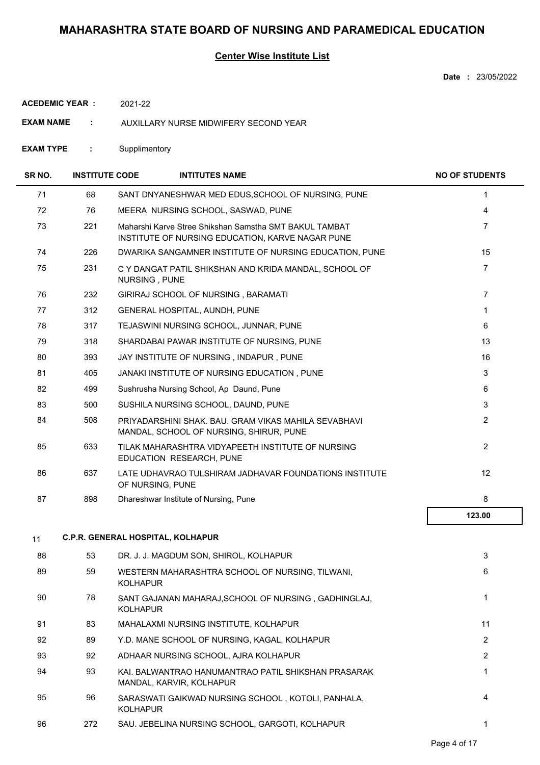# MAHARASHTRA STATE BOARD OF NURSING AND PARAMEDICAL EDUCATION

## Center Wise Institute List

**Date :** 23/05/2022

**ACEDEMIC YEAR :** 2021-22

**EXAM NAME :** AUXILLARY NURSE MIDWIFERY SECOND YEAR

**EXAM TYPE :** Supplimentory

| SR NO. | INSTITUTE CODE | INTITUTES NAME | NO OF STUDENTS |
|---|---|---|---|
| 71 | 68 | SANT DNYANESHWAR MED EDUS,SCHOOL OF NURSING, PUNE | 1 |
| 72 | 76 | MEERA NURSING SCHOOL, SASWAD, PUNE | 4 |
| 73 | 221 | Maharshi Karve Stree Shikshan Samstha SMT BAKUL TAMBAT INSTITUTE OF NURSING EDUCATION, KARVE NAGAR PUNE | 7 |
| 74 | 226 | DWARIKA SANGAMNER INSTITUTE OF NURSING EDUCATION, PUNE | 15 |
| 75 | 231 | C Y DANGAT PATIL SHIKSHAN AND KRIDA MANDAL, SCHOOL OF NURSING , PUNE | 7 |
| 76 | 232 | GIRIRAJ SCHOOL OF NURSING , BARAMATI | 7 |
| 77 | 312 | GENERAL HOSPITAL, AUNDH, PUNE | 1 |
| 78 | 317 | TEJASWINI NURSING SCHOOL, JUNNAR, PUNE | 6 |
| 79 | 318 | SHARDABAI PAWAR INSTITUTE OF NURSING, PUNE | 13 |
| 80 | 393 | JAY INSTITUTE OF NURSING , INDAPUR , PUNE | 16 |
| 81 | 405 | JANAKI INSTITUTE OF NURSING EDUCATION , PUNE | 3 |
| 82 | 499 | Sushrusha Nursing School, Ap Daund, Pune | 6 |
| 83 | 500 | SUSHILA NURSING SCHOOL, DAUND, PUNE | 3 |
| 84 | 508 | PRIYADARSHINI SHAK. BAU. GRAM VIKAS MAHILA SEVABHAVI MANDAL, SCHOOL OF NURSING, SHIRUR, PUNE | 2 |
| 85 | 633 | TILAK MAHARASHTRA VIDYAPEETH INSTITUTE OF NURSING EDUCATION RESEARCH, PUNE | 2 |
| 86 | 637 | LATE UDHAVRAO TULSHIRAM JADHAVAR FOUNDATIONS INSTITUTE OF NURSING, PUNE | 12 |
| 87 | 898 | Dhareshwar Institute of Nursing, Pune | 8 |
| | | | **123.00** |

**11 C.P.R. GENERAL HOSPITAL, KOLHAPUR**

| SR NO. | INSTITUTE CODE | INTITUTES NAME | NO OF STUDENTS |
|---|---|---|---|
| 88 | 53 | DR. J. J. MAGDUM SON, SHIROL, KOLHAPUR | 3 |
| 89 | 59 | WESTERN MAHARASHTRA SCHOOL OF NURSING, TILWANI, KOLHAPUR | 6 |
| 90 | 78 | SANT GAJANAN MAHARAJ,SCHOOL OF NURSING , GADHINGLAJ, KOLHAPUR | 1 |
| 91 | 83 | MAHALAXMI NURSING INSTITUTE, KOLHAPUR | 11 |
| 92 | 89 | Y.D. MANE SCHOOL OF NURSING, KAGAL, KOLHAPUR | 2 |
| 93 | 92 | ADHAAR NURSING SCHOOL, AJRA KOLHAPUR | 2 |
| 94 | 93 | KAI. BALWANTRAO HANUMANTRAO PATIL SHIKSHAN PRASARAK MANDAL, KARVIR, KOLHAPUR | 1 |
| 95 | 96 | SARASWATI GAIKWAD NURSING SCHOOL , KOTOLI, PANHALA, KOLHAPUR | 4 |
| 96 | 272 | SAU. JEBELINA NURSING SCHOOL, GARGOTI, KOLHAPUR | 1 |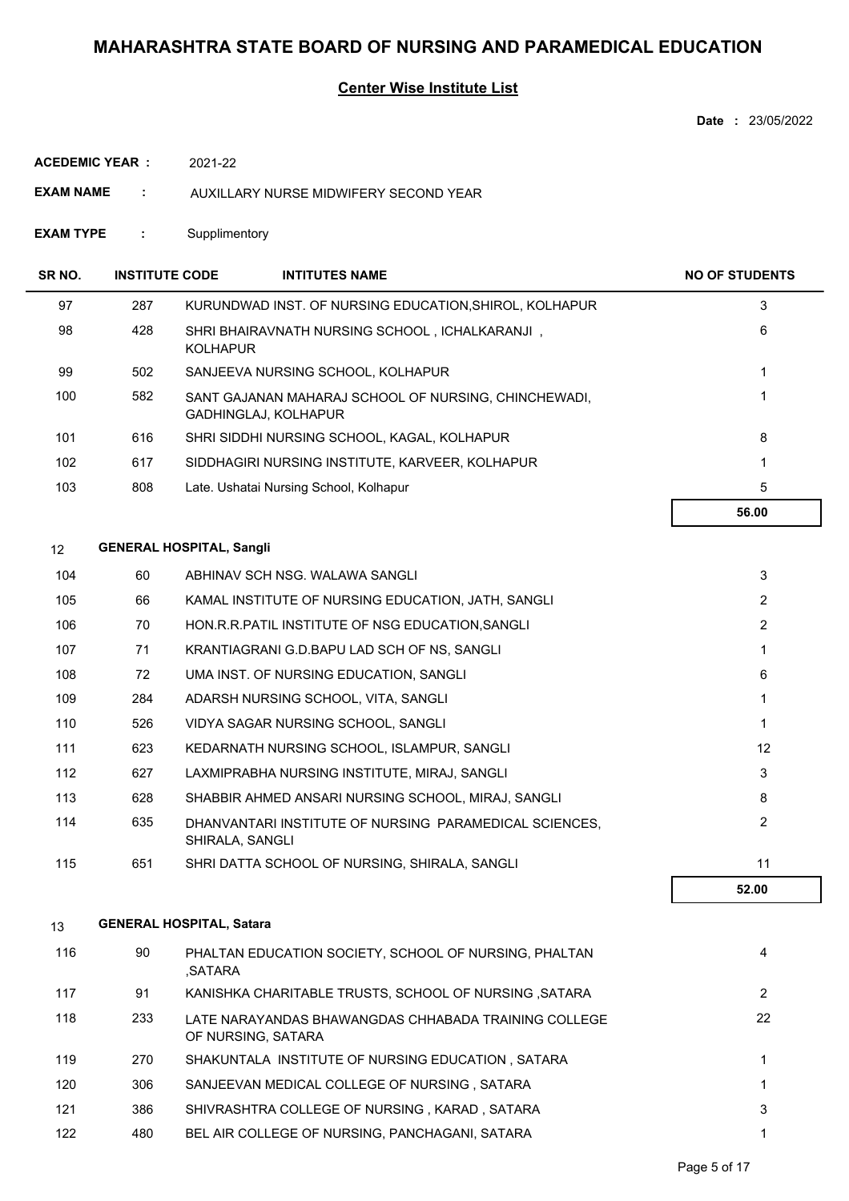# MAHARASHTRA STATE BOARD OF NURSING AND PARAMEDICAL EDUCATION

## Center Wise Institute List

**Date :** 23/05/2022

**ACEDEMIC YEAR :** 2021-22

**EXAM NAME :** AUXILLARY NURSE MIDWIFERY SECOND YEAR

**EXAM TYPE :** Supplimentory

| SR NO. | INSTITUTE CODE | INTITUTES NAME | NO OF STUDENTS |
|---|---|---|---|
| 97 | 287 | KURUNDWAD INST. OF NURSING EDUCATION,SHIROL, KOLHAPUR | 3 |
| 98 | 428 | SHRI BHAIRAVNATH NURSING SCHOOL , ICHALKARANJI , KOLHAPUR | 6 |
| 99 | 502 | SANJEEVA NURSING SCHOOL, KOLHAPUR | 1 |
| 100 | 582 | SANT GAJANAN MAHARAJ SCHOOL OF NURSING, CHINCHEWADI, GADHINGLAJ, KOLHAPUR | 1 |
| 101 | 616 | SHRI SIDDHI NURSING SCHOOL, KAGAL, KOLHAPUR | 8 |
| 102 | 617 | SIDDHAGIRI NURSING INSTITUTE, KARVEER, KOLHAPUR | 1 |
| 103 | 808 | Late. Ushatai Nursing School, Kolhapur | 5 |
| | | | **56.00** |

**12 GENERAL HOSPITAL, Sangli**

| SR NO. | INSTITUTE CODE | INTITUTES NAME | NO OF STUDENTS |
|---|---|---|---|
| 104 | 60 | ABHINAV SCH NSG. WALAWA SANGLI | 3 |
| 105 | 66 | KAMAL INSTITUTE OF NURSING EDUCATION, JATH, SANGLI | 2 |
| 106 | 70 | HON.R.R.PATIL INSTITUTE OF NSG EDUCATION,SANGLI | 2 |
| 107 | 71 | KRANTIAGRANI G.D.BAPU LAD SCH OF NS, SANGLI | 1 |
| 108 | 72 | UMA INST. OF NURSING EDUCATION, SANGLI | 6 |
| 109 | 284 | ADARSH NURSING SCHOOL, VITA, SANGLI | 1 |
| 110 | 526 | VIDYA SAGAR NURSING SCHOOL, SANGLI | 1 |
| 111 | 623 | KEDARNATH NURSING SCHOOL, ISLAMPUR, SANGLI | 12 |
| 112 | 627 | LAXMIPRABHA NURSING INSTITUTE, MIRAJ, SANGLI | 3 |
| 113 | 628 | SHABBIR AHMED ANSARI NURSING SCHOOL, MIRAJ, SANGLI | 8 |
| 114 | 635 | DHANVANTARI INSTITUTE OF NURSING PARAMEDICAL SCIENCES, SHIRALA, SANGLI | 2 |
| 115 | 651 | SHRI DATTA SCHOOL OF NURSING, SHIRALA, SANGLI | 11 |
| | | | **52.00** |

**13 GENERAL HOSPITAL, Satara**

| SR NO. | INSTITUTE CODE | INTITUTES NAME | NO OF STUDENTS |
|---|---|---|---|
| 116 | 90 | PHALTAN EDUCATION SOCIETY, SCHOOL OF NURSING, PHALTAN ,SATARA | 4 |
| 117 | 91 | KANISHKA CHARITABLE TRUSTS, SCHOOL OF NURSING ,SATARA | 2 |
| 118 | 233 | LATE NARAYANDAS BHAWANGDAS CHHABADA TRAINING COLLEGE OF NURSING, SATARA | 22 |
| 119 | 270 | SHAKUNTALA INSTITUTE OF NURSING EDUCATION , SATARA | 1 |
| 120 | 306 | SANJEEVAN MEDICAL COLLEGE OF NURSING , SATARA | 1 |
| 121 | 386 | SHIVRASHTRA COLLEGE OF NURSING , KARAD , SATARA | 3 |
| 122 | 480 | BEL AIR COLLEGE OF NURSING, PANCHAGANI, SATARA | 1 |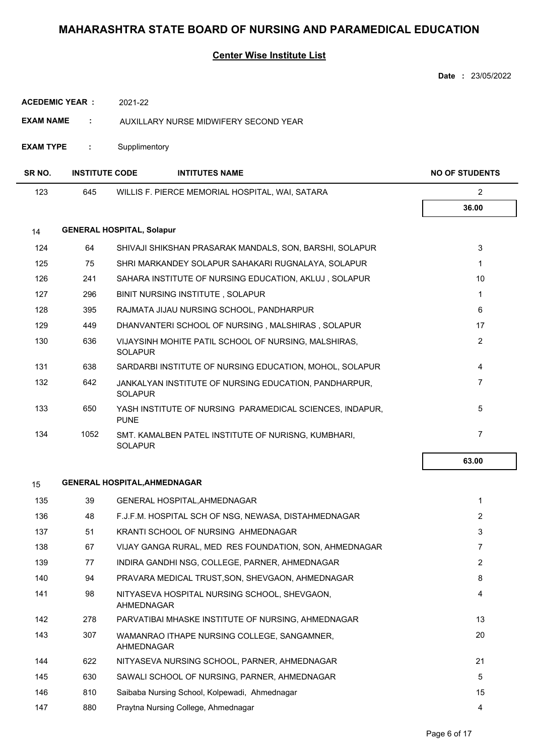# MAHARASHTRA STATE BOARD OF NURSING AND PARAMEDICAL EDUCATION

## Center Wise Institute List

**Date :** 23/05/2022

**ACEDEMIC YEAR :** 2021-22

**EXAM NAME :** AUXILLARY NURSE MIDWIFERY SECOND YEAR

**EXAM TYPE :** Supplimentory

| SR NO. | INSTITUTE CODE | INTITUTES NAME | NO OF STUDENTS |
|---|---|---|---|
| 123 | 645 | WILLIS F. PIERCE MEMORIAL HOSPITAL, WAI, SATARA | 2 |
| | | | **36.00** |
| 14 | **GENERAL HOSPITAL, Solapur** | | |
| 124 | 64 | SHIVAJI SHIKSHAN PRASARAK MANDALS, SON, BARSHI, SOLAPUR | 3 |
| 125 | 75 | SHRI MARKANDEY SOLAPUR SAHAKARI RUGNALAYA, SOLAPUR | 1 |
| 126 | 241 | SAHARA INSTITUTE OF NURSING EDUCATION, AKLUJ , SOLAPUR | 10 |
| 127 | 296 | BINIT NURSING INSTITUTE , SOLAPUR | 1 |
| 128 | 395 | RAJMATA JIJAU NURSING SCHOOL, PANDHARPUR | 6 |
| 129 | 449 | DHANVANTERI SCHOOL OF NURSING , MALSHIRAS , SOLAPUR | 17 |
| 130 | 636 | VIJAYSINH MOHITE PATIL SCHOOL OF NURSING, MALSHIRAS, SOLAPUR | 2 |
| 131 | 638 | SARDARBI INSTITUTE OF NURSING EDUCATION, MOHOL, SOLAPUR | 4 |
| 132 | 642 | JANKALYAN INSTITUTE OF NURSING EDUCATION, PANDHARPUR, SOLAPUR | 7 |
| 133 | 650 | YASH INSTITUTE OF NURSING PARAMEDICAL SCIENCES, INDAPUR, PUNE | 5 |
| 134 | 1052 | SMT. KAMALBEN PATEL INSTITUTE OF NURISNG, KUMBHARI, SOLAPUR | 7 |
| | | | **63.00** |
| 15 | **GENERAL HOSPITAL,AHMEDNAGAR** | | |
| 135 | 39 | GENERAL HOSPITAL,AHMEDNAGAR | 1 |
| 136 | 48 | F.J.F.M. HOSPITAL SCH OF NSG, NEWASA, DISTAHMEDNAGAR | 2 |
| 137 | 51 | KRANTI SCHOOL OF NURSING AHMEDNAGAR | 3 |
| 138 | 67 | VIJAY GANGA RURAL, MED RES FOUNDATION, SON, AHMEDNAGAR | 7 |
| 139 | 77 | INDIRA GANDHI NSG, COLLEGE, PARNER, AHMEDNAGAR | 2 |
| 140 | 94 | PRAVARA MEDICAL TRUST,SON, SHEVGAON, AHMEDNAGAR | 8 |
| 141 | 98 | NITYASEVA HOSPITAL NURSING SCHOOL, SHEVGAON, AHMEDNAGAR | 4 |
| 142 | 278 | PARVATIBAI MHASKE INSTITUTE OF NURSING, AHMEDNAGAR | 13 |
| 143 | 307 | WAMANRAO ITHAPE NURSING COLLEGE, SANGAMNER, AHMEDNAGAR | 20 |
| 144 | 622 | NITYASEVA NURSING SCHOOL, PARNER, AHMEDNAGAR | 21 |
| 145 | 630 | SAWALI SCHOOL OF NURSING, PARNER, AHMEDNAGAR | 5 |
| 146 | 810 | Saibaba Nursing School, Kolpewadi, Ahmednagar | 15 |
| 147 | 880 | Praytna Nursing College, Ahmednagar | 4 |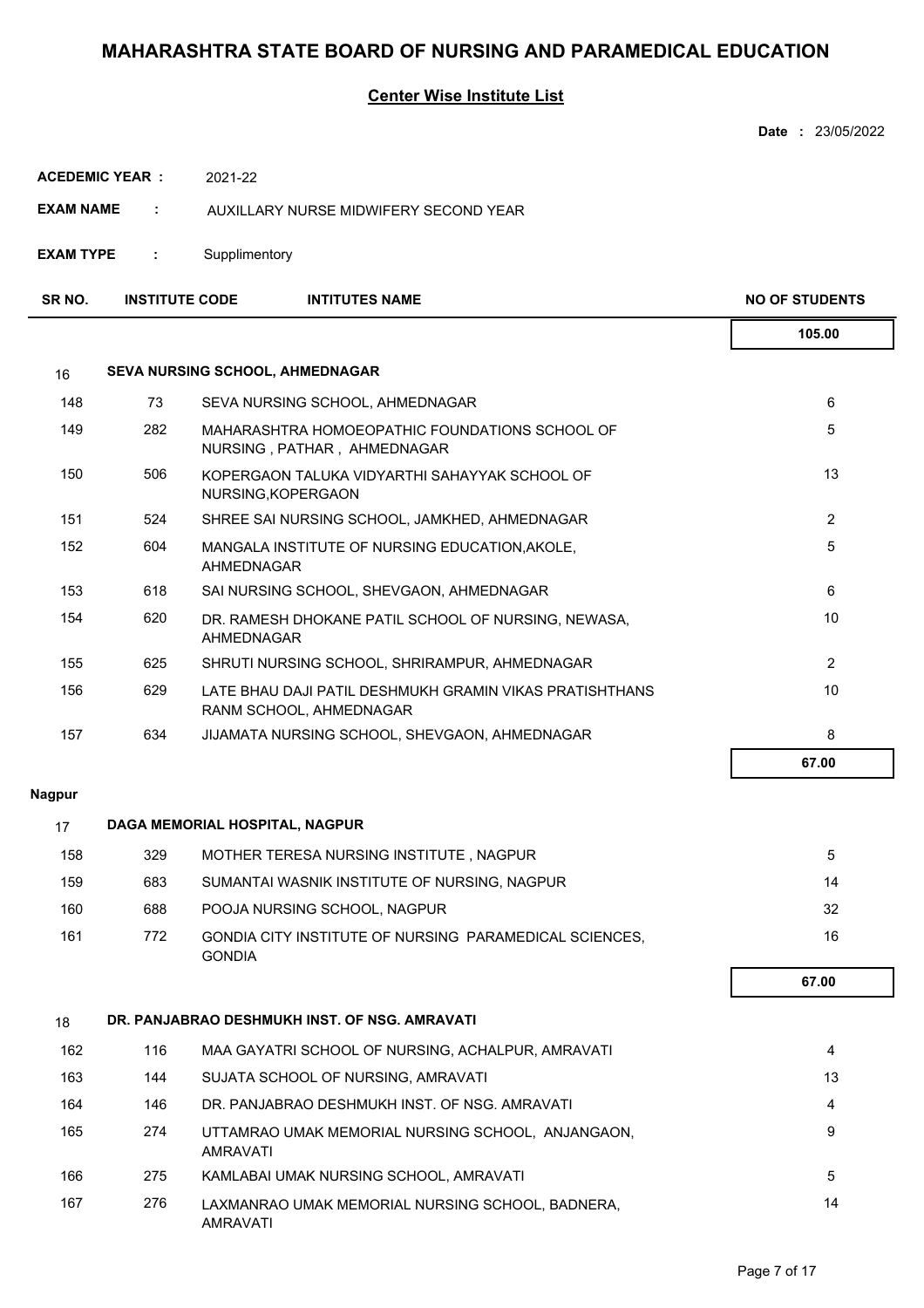# MAHARASHTRA STATE BOARD OF NURSING AND PARAMEDICAL EDUCATION

## Center Wise Institute List

**Date :** 23/05/2022

**ACEDEMIC YEAR :** 2021-22

**EXAM NAME :** AUXILLARY NURSE MIDWIFERY SECOND YEAR

**EXAM TYPE :** Supplimentory

| SR NO. | INSTITUTE CODE | INTITUTES NAME | NO OF STUDENTS |
|---|---|---|---|
| | | | **105.00** |
| 16 | | **SEVA NURSING SCHOOL, AHMEDNAGAR** | |
| 148 | 73 | SEVA NURSING SCHOOL, AHMEDNAGAR | 6 |
| 149 | 282 | MAHARASHTRA HOMOEOPATHIC FOUNDATIONS SCHOOL OF NURSING , PATHAR , AHMEDNAGAR | 5 |
| 150 | 506 | KOPERGAON TALUKA VIDYARTHI SAHAYYAK SCHOOL OF NURSING,KOPERGAON | 13 |
| 151 | 524 | SHREE SAI NURSING SCHOOL, JAMKHED, AHMEDNAGAR | 2 |
| 152 | 604 | MANGALA INSTITUTE OF NURSING EDUCATION,AKOLE, AHMEDNAGAR | 5 |
| 153 | 618 | SAI NURSING SCHOOL, SHEVGAON, AHMEDNAGAR | 6 |
| 154 | 620 | DR. RAMESH DHOKANE PATIL SCHOOL OF NURSING, NEWASA, AHMEDNAGAR | 10 |
| 155 | 625 | SHRUTI NURSING SCHOOL, SHRIRAMPUR, AHMEDNAGAR | 2 |
| 156 | 629 | LATE BHAU DAJI PATIL DESHMUKH GRAMIN VIKAS PRATISHTHANS RANM SCHOOL, AHMEDNAGAR | 10 |
| 157 | 634 | JIJAMATA NURSING SCHOOL, SHEVGAON, AHMEDNAGAR | 8 |
| | | | **67.00** |
| **Nagpur** | | | |
| 17 | | **DAGA MEMORIAL HOSPITAL, NAGPUR** | |
| 158 | 329 | MOTHER TERESA NURSING INSTITUTE , NAGPUR | 5 |
| 159 | 683 | SUMANTAI WASNIK INSTITUTE OF NURSING, NAGPUR | 14 |
| 160 | 688 | POOJA NURSING SCHOOL, NAGPUR | 32 |
| 161 | 772 | GONDIA CITY INSTITUTE OF NURSING PARAMEDICAL SCIENCES, GONDIA | 16 |
| | | | **67.00** |
| 18 | | **DR. PANJABRAO DESHMUKH INST. OF NSG. AMRAVATI** | |
| 162 | 116 | MAA GAYATRI SCHOOL OF NURSING, ACHALPUR, AMRAVATI | 4 |
| 163 | 144 | SUJATA SCHOOL OF NURSING, AMRAVATI | 13 |
| 164 | 146 | DR. PANJABRAO DESHMUKH INST. OF NSG. AMRAVATI | 4 |
| 165 | 274 | UTTAMRAO UMAK MEMORIAL NURSING SCHOOL, ANJANGAON, AMRAVATI | 9 |
| 166 | 275 | KAMLABAI UMAK NURSING SCHOOL, AMRAVATI | 5 |
| 167 | 276 | LAXMANRAO UMAK MEMORIAL NURSING SCHOOL, BADNERA, AMRAVATI | 14 |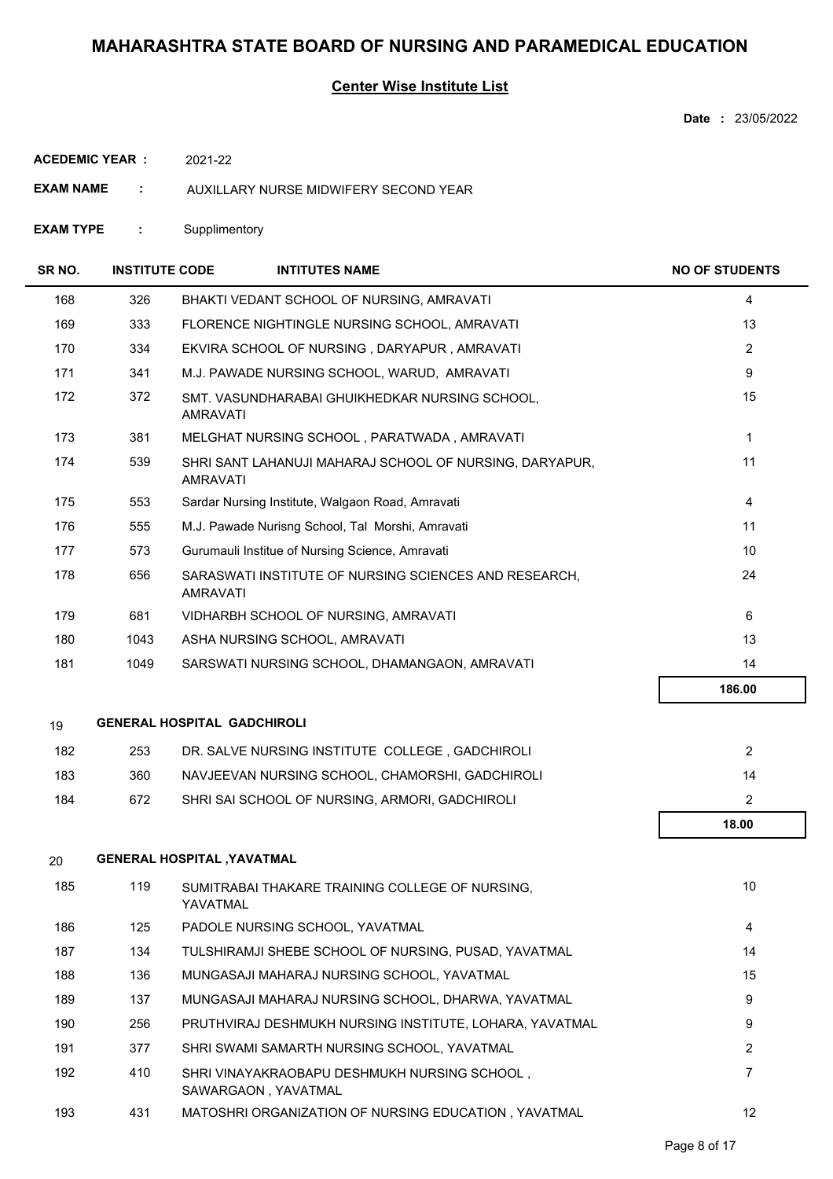# MAHARASHTRA STATE BOARD OF NURSING AND PARAMEDICAL EDUCATION

## Center Wise Institute List

**Date :** 23/05/2022

**ACEDEMIC YEAR :** 2021-22

**EXAM NAME :** AUXILLARY NURSE MIDWIFERY SECOND YEAR

**EXAM TYPE :** Supplimentory

| SR NO. | INSTITUTE CODE | INTITUTES NAME | NO OF STUDENTS |
|---|---|---|---|
| 168 | 326 | BHAKTI VEDANT SCHOOL OF NURSING, AMRAVATI | 4 |
| 169 | 333 | FLORENCE NIGHTINGLE NURSING SCHOOL, AMRAVATI | 13 |
| 170 | 334 | EKVIRA SCHOOL OF NURSING , DARYAPUR , AMRAVATI | 2 |
| 171 | 341 | M.J. PAWADE NURSING SCHOOL, WARUD, AMRAVATI | 9 |
| 172 | 372 | SMT. VASUNDHARABAI GHUIKHEDKAR NURSING SCHOOL, AMRAVATI | 15 |
| 173 | 381 | MELGHAT NURSING SCHOOL , PARATWADA , AMRAVATI | 1 |
| 174 | 539 | SHRI SANT LAHANUJI MAHARAJ SCHOOL OF NURSING, DARYAPUR, AMRAVATI | 11 |
| 175 | 553 | Sardar Nursing Institute, Walgaon Road, Amravati | 4 |
| 176 | 555 | M.J. Pawade Nurisng School, Tal Morshi, Amravati | 11 |
| 177 | 573 | Gurumauli Institue of Nursing Science, Amravati | 10 |
| 178 | 656 | SARASWATI INSTITUTE OF NURSING SCIENCES AND RESEARCH, AMRAVATI | 24 |
| 179 | 681 | VIDHARBH SCHOOL OF NURSING, AMRAVATI | 6 |
| 180 | 1043 | ASHA NURSING SCHOOL, AMRAVATI | 13 |
| 181 | 1049 | SARSWATI NURSING SCHOOL, DHAMANGAON, AMRAVATI | 14 |
| | | | **186.00** |
| **19** | | **GENERAL HOSPITAL GADCHIROLI** | |
| 182 | 253 | DR. SALVE NURSING INSTITUTE COLLEGE , GADCHIROLI | 2 |
| 183 | 360 | NAVJEEVAN NURSING SCHOOL, CHAMORSHI, GADCHIROLI | 14 |
| 184 | 672 | SHRI SAI SCHOOL OF NURSING, ARMORI, GADCHIROLI | 2 |
| | | | **18.00** |
| **20** | | **GENERAL HOSPITAL ,YAVATMAL** | |
| 185 | 119 | SUMITRABAI THAKARE TRAINING COLLEGE OF NURSING, YAVATMAL | 10 |
| 186 | 125 | PADOLE NURSING SCHOOL, YAVATMAL | 4 |
| 187 | 134 | TULSHIRAMJI SHEBE SCHOOL OF NURSING, PUSAD, YAVATMAL | 14 |
| 188 | 136 | MUNGASAJI MAHARAJ NURSING SCHOOL, YAVATMAL | 15 |
| 189 | 137 | MUNGASAJI MAHARAJ NURSING SCHOOL, DHARWA, YAVATMAL | 9 |
| 190 | 256 | PRUTHVIRAJ DESHMUKH NURSING INSTITUTE, LOHARA, YAVATMAL | 9 |
| 191 | 377 | SHRI SWAMI SAMARTH NURSING SCHOOL, YAVATMAL | 2 |
| 192 | 410 | SHRI VINAYAKRAOBAPU DESHMUKH NURSING SCHOOL , SAWARGAON , YAVATMAL | 7 |
| 193 | 431 | MATOSHRI ORGANIZATION OF NURSING EDUCATION , YAVATMAL | 12 |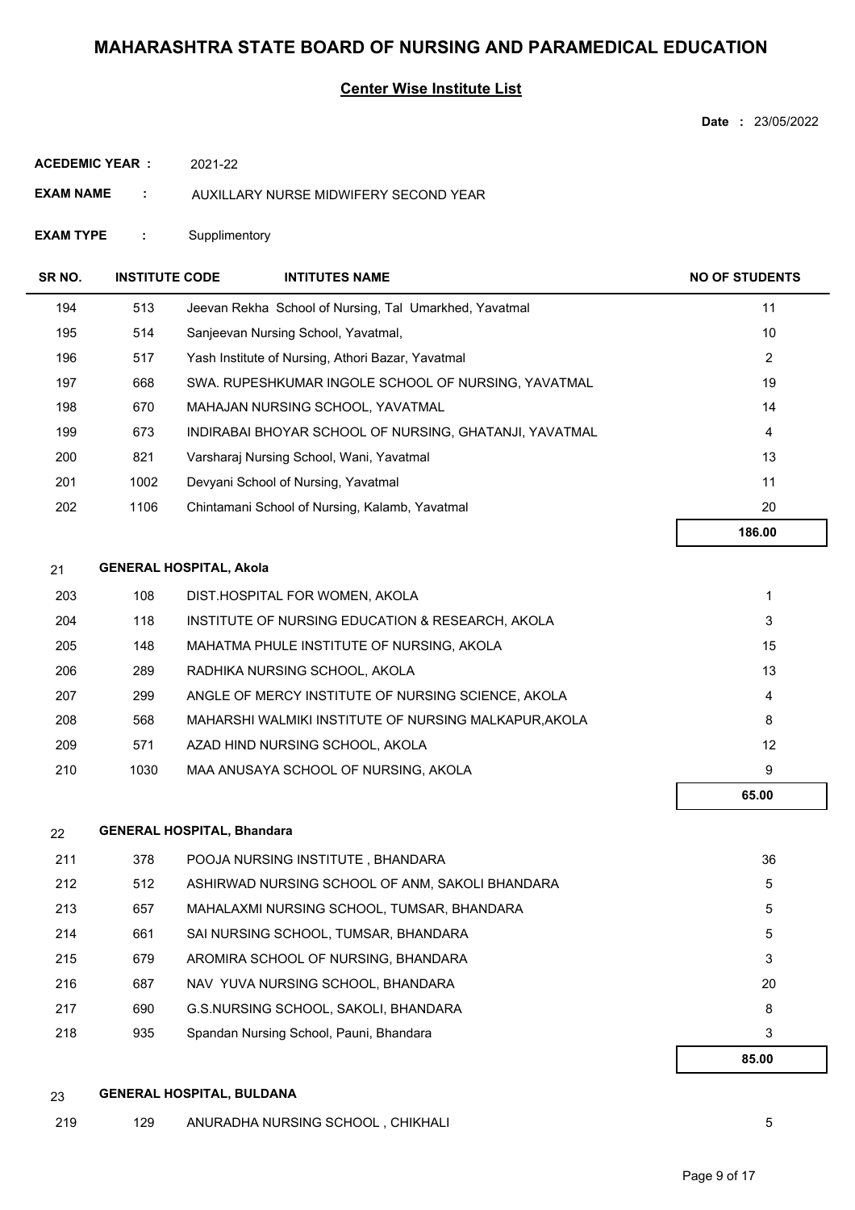# MAHARASHTRA STATE BOARD OF NURSING AND PARAMEDICAL EDUCATION

## Center Wise Institute List

**Date :** 23/05/2022

**ACEDEMIC YEAR :** 2021-22

**EXAM NAME :** AUXILLARY NURSE MIDWIFERY SECOND YEAR

**EXAM TYPE :** Supplimentory

| SR NO. | INSTITUTE CODE | INTITUTES NAME | NO OF STUDENTS |
|---|---|---|---|
| 194 | 513 | Jeevan Rekha School of Nursing, Tal Umarkhed, Yavatmal | 11 |
| 195 | 514 | Sanjeevan Nursing School, Yavatmal, | 10 |
| 196 | 517 | Yash Institute of Nursing, Athori Bazar, Yavatmal | 2 |
| 197 | 668 | SWA. RUPESHKUMAR INGOLE SCHOOL OF NURSING, YAVATMAL | 19 |
| 198 | 670 | MAHAJAN NURSING SCHOOL, YAVATMAL | 14 |
| 199 | 673 | INDIRABAI BHOYAR SCHOOL OF NURSING, GHATANJI, YAVATMAL | 4 |
| 200 | 821 | Varsharaj Nursing School, Wani, Yavatmal | 13 |
| 201 | 1002 | Devyani School of Nursing, Yavatmal | 11 |
| 202 | 1106 | Chintamani School of Nursing, Kalamb, Yavatmal | 20 |
| | | | **186.00** |

**21 GENERAL HOSPITAL, Akola**

| SR NO. | INSTITUTE CODE | INTITUTES NAME | NO OF STUDENTS |
|---|---|---|---|
| 203 | 108 | DIST.HOSPITAL FOR WOMEN, AKOLA | 1 |
| 204 | 118 | INSTITUTE OF NURSING EDUCATION & RESEARCH, AKOLA | 3 |
| 205 | 148 | MAHATMA PHULE INSTITUTE OF NURSING, AKOLA | 15 |
| 206 | 289 | RADHIKA NURSING SCHOOL, AKOLA | 13 |
| 207 | 299 | ANGLE OF MERCY INSTITUTE OF NURSING SCIENCE, AKOLA | 4 |
| 208 | 568 | MAHARSHI WALMIKI INSTITUTE OF NURSING MALKAPUR,AKOLA | 8 |
| 209 | 571 | AZAD HIND NURSING SCHOOL, AKOLA | 12 |
| 210 | 1030 | MAA ANUSAYA SCHOOL OF NURSING, AKOLA | 9 |
| | | | **65.00** |

**22 GENERAL HOSPITAL, Bhandara**

| SR NO. | INSTITUTE CODE | INTITUTES NAME | NO OF STUDENTS |
|---|---|---|---|
| 211 | 378 | POOJA NURSING INSTITUTE , BHANDARA | 36 |
| 212 | 512 | ASHIRWAD NURSING SCHOOL OF ANM, SAKOLI BHANDARA | 5 |
| 213 | 657 | MAHALAXMI NURSING SCHOOL, TUMSAR, BHANDARA | 5 |
| 214 | 661 | SAI NURSING SCHOOL, TUMSAR, BHANDARA | 5 |
| 215 | 679 | AROMIRA SCHOOL OF NURSING, BHANDARA | 3 |
| 216 | 687 | NAV YUVA NURSING SCHOOL, BHANDARA | 20 |
| 217 | 690 | G.S.NURSING SCHOOL, SAKOLI, BHANDARA | 8 |
| 218 | 935 | Spandan Nursing School, Pauni, Bhandara | 3 |
| | | | **85.00** |

**23 GENERAL HOSPITAL, BULDANA**

| SR NO. | INSTITUTE CODE | INTITUTES NAME | NO OF STUDENTS |
|---|---|---|---|
| 219 | 129 | ANURADHA NURSING SCHOOL , CHIKHALI | 5 |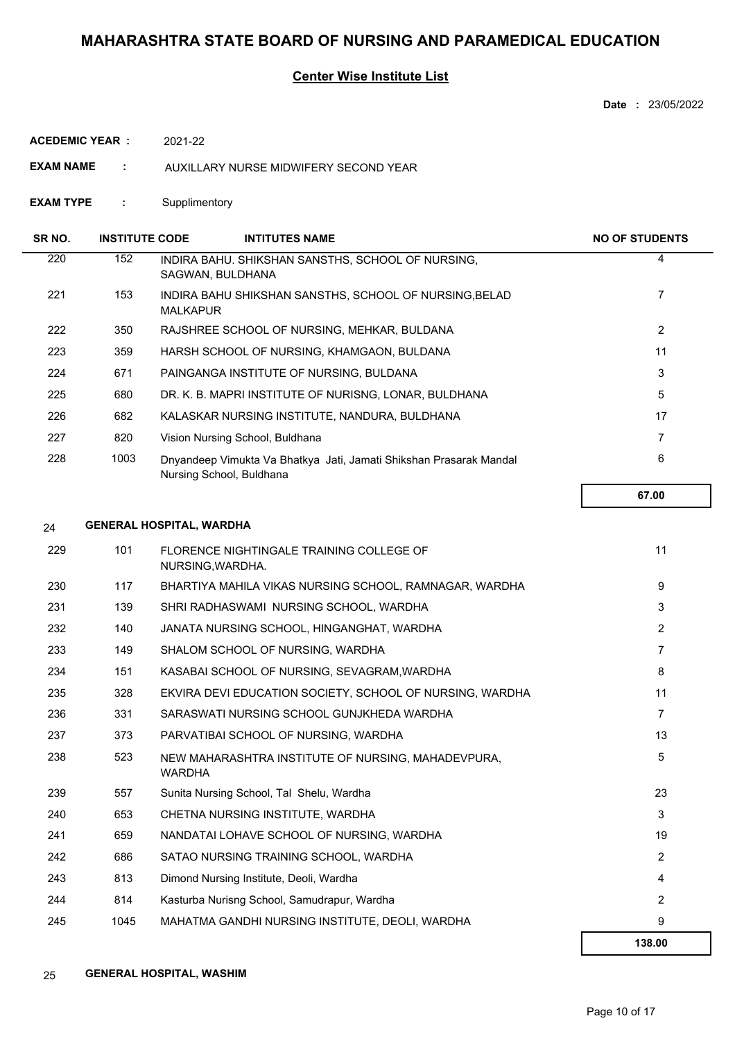# MAHARASHTRA STATE BOARD OF NURSING AND PARAMEDICAL EDUCATION

## Center Wise Institute List

**Date :** 23/05/2022

**ACEDEMIC YEAR :** 2021-22

**EXAM NAME :** AUXILLARY NURSE MIDWIFERY SECOND YEAR

**EXAM TYPE :** Supplimentory

| SR NO. | INSTITUTE CODE | INTITUTES NAME | NO OF STUDENTS |
|---|---|---|---|
| 220 | 152 | INDIRA BAHU. SHIKSHAN SANSTHS, SCHOOL OF NURSING, SAGWAN, BULDHANA | 4 |
| 221 | 153 | INDIRA BAHU SHIKSHAN SANSTHS, SCHOOL OF NURSING,BELAD MALKAPUR | 7 |
| 222 | 350 | RAJSHREE SCHOOL OF NURSING, MEHKAR, BULDANA | 2 |
| 223 | 359 | HARSH SCHOOL OF NURSING, KHAMGAON, BULDANA | 11 |
| 224 | 671 | PAINGANGA INSTITUTE OF NURSING, BULDANA | 3 |
| 225 | 680 | DR. K. B. MAPRI INSTITUTE OF NURISNG, LONAR, BULDHANA | 5 |
| 226 | 682 | KALASKAR NURSING INSTITUTE, NANDURA, BULDHANA | 17 |
| 227 | 820 | Vision Nursing School, Buldhana | 7 |
| 228 | 1003 | Dnyandeep Vimukta Va Bhatkya Jati, Jamati Shikshan Prasarak Mandal Nursing School, Buldhana | 6 |
| | | | **67.00** |

**24 GENERAL HOSPITAL, WARDHA**

| SR NO. | INSTITUTE CODE | INTITUTES NAME | NO OF STUDENTS |
|---|---|---|---|
| 229 | 101 | FLORENCE NIGHTINGALE TRAINING COLLEGE OF NURSING,WARDHA. | 11 |
| 230 | 117 | BHARTIYA MAHILA VIKAS NURSING SCHOOL, RAMNAGAR, WARDHA | 9 |
| 231 | 139 | SHRI RADHASWAMI NURSING SCHOOL, WARDHA | 3 |
| 232 | 140 | JANATA NURSING SCHOOL, HINGANGHAT, WARDHA | 2 |
| 233 | 149 | SHALOM SCHOOL OF NURSING, WARDHA | 7 |
| 234 | 151 | KASABAI SCHOOL OF NURSING, SEVAGRAM,WARDHA | 8 |
| 235 | 328 | EKVIRA DEVI EDUCATION SOCIETY, SCHOOL OF NURSING, WARDHA | 11 |
| 236 | 331 | SARASWATI NURSING SCHOOL GUNJKHEDA WARDHA | 7 |
| 237 | 373 | PARVATIBAI SCHOOL OF NURSING, WARDHA | 13 |
| 238 | 523 | NEW MAHARASHTRA INSTITUTE OF NURSING, MAHADEVPURA, WARDHA | 5 |
| 239 | 557 | Sunita Nursing School, Tal Shelu, Wardha | 23 |
| 240 | 653 | CHETNA NURSING INSTITUTE, WARDHA | 3 |
| 241 | 659 | NANDATAI LOHAVE SCHOOL OF NURSING, WARDHA | 19 |
| 242 | 686 | SATAO NURSING TRAINING SCHOOL, WARDHA | 2 |
| 243 | 813 | Dimond Nursing Institute, Deoli, Wardha | 4 |
| 244 | 814 | Kasturba Nurisng School, Samudrapur, Wardha | 2 |
| 245 | 1045 | MAHATMA GANDHI NURSING INSTITUTE, DEOLI, WARDHA | 9 |
| | | | **138.00** |

**25 GENERAL HOSPITAL, WASHIM**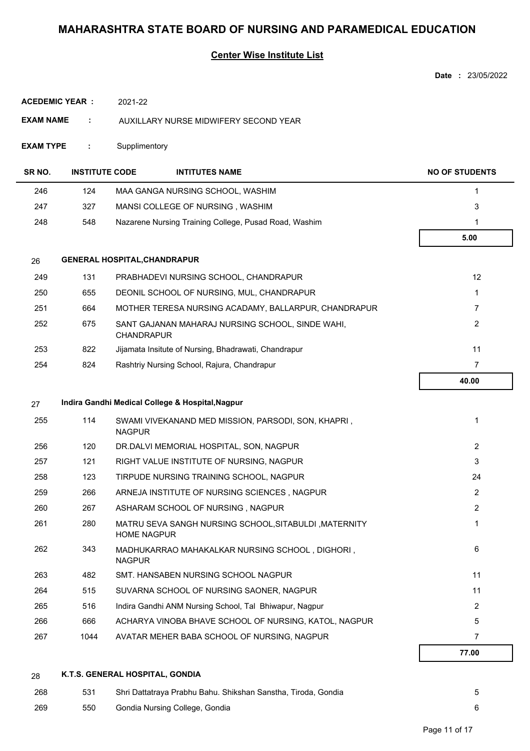# MAHARASHTRA STATE BOARD OF NURSING AND PARAMEDICAL EDUCATION

## Center Wise Institute List

**Date :** 23/05/2022

**ACEDEMIC YEAR :** 2021-22

**EXAM NAME :** AUXILLARY NURSE MIDWIFERY SECOND YEAR

**EXAM TYPE :** Supplimentory

| SR NO. | INSTITUTE CODE | INTITUTES NAME | NO OF STUDENTS |
|---|---|---|---|
| 246 | 124 | MAA GANGA NURSING SCHOOL, WASHIM | 1 |
| 247 | 327 | MANSI COLLEGE OF NURSING , WASHIM | 3 |
| 248 | 548 | Nazarene Nursing Training College, Pusad Road, Washim | 1 |
| | | | **5.00** |
| 26 | **GENERAL HOSPITAL,CHANDRAPUR** | | |
| 249 | 131 | PRABHADEVI NURSING SCHOOL, CHANDRAPUR | 12 |
| 250 | 655 | DEONIL SCHOOL OF NURSING, MUL, CHANDRAPUR | 1 |
| 251 | 664 | MOTHER TERESA NURSING ACADAMY, BALLARPUR, CHANDRAPUR | 7 |
| 252 | 675 | SANT GAJANAN MAHARAJ NURSING SCHOOL, SINDE WAHI, CHANDRAPUR | 2 |
| 253 | 822 | Jijamata Insitute of Nursing, Bhadrawati, Chandrapur | 11 |
| 254 | 824 | Rashtriy Nursing School, Rajura, Chandrapur | 7 |
| | | | **40.00** |
| 27 | **Indira Gandhi Medical College & Hospital,Nagpur** | | |
| 255 | 114 | SWAMI VIVEKANAND MED MISSION, PARSODI, SON, KHAPRI , NAGPUR | 1 |
| 256 | 120 | DR.DALVI MEMORIAL HOSPITAL, SON, NAGPUR | 2 |
| 257 | 121 | RIGHT VALUE INSTITUTE OF NURSING, NAGPUR | 3 |
| 258 | 123 | TIRPUDE NURSING TRAINING SCHOOL, NAGPUR | 24 |
| 259 | 266 | ARNEJA INSTITUTE OF NURSING SCIENCES , NAGPUR | 2 |
| 260 | 267 | ASHARAM SCHOOL OF NURSING , NAGPUR | 2 |
| 261 | 280 | MATRU SEVA SANGH NURSING SCHOOL,SITABULDI ,MATERNITY HOME NAGPUR | 1 |
| 262 | 343 | MADHUKARRAO MAHAKALKAR NURSING SCHOOL , DIGHORI , NAGPUR | 6 |
| 263 | 482 | SMT. HANSABEN NURSING SCHOOL NAGPUR | 11 |
| 264 | 515 | SUVARNA SCHOOL OF NURSING SAONER, NAGPUR | 11 |
| 265 | 516 | Indira Gandhi ANM Nursing School, Tal Bhiwapur, Nagpur | 2 |
| 266 | 666 | ACHARYA VINOBA BHAVE SCHOOL OF NURSING, KATOL, NAGPUR | 5 |
| 267 | 1044 | AVATAR MEHER BABA SCHOOL OF NURSING, NAGPUR | 7 |
| | | | **77.00** |
| 28 | **K.T.S. GENERAL HOSPITAL, GONDIA** | | |
| 268 | 531 | Shri Dattatraya Prabhu Bahu. Shikshan Sanstha, Tiroda, Gondia | 5 |
| 269 | 550 | Gondia Nursing College, Gondia | 6 |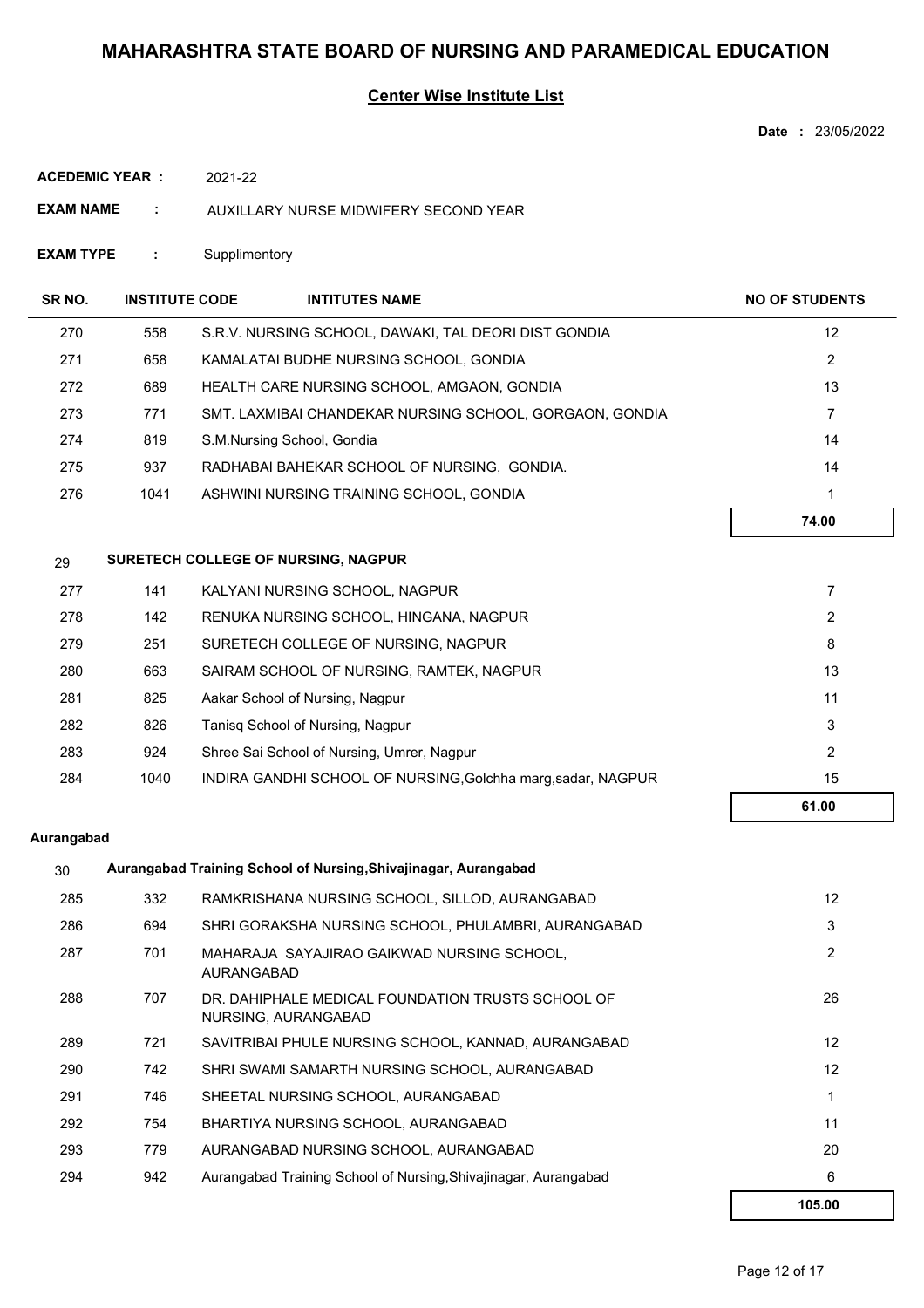# MAHARASHTRA STATE BOARD OF NURSING AND PARAMEDICAL EDUCATION

## Center Wise Institute List

**Date :** 23/05/2022

**ACEDEMIC YEAR :** 2021-22

**EXAM NAME :** AUXILLARY NURSE MIDWIFERY SECOND YEAR

**EXAM TYPE :** Supplimentory

| SR NO. | INSTITUTE CODE | INTITUTES NAME | NO OF STUDENTS |
|---|---|---|---|
| 270 | 558 | S.R.V. NURSING SCHOOL, DAWAKI, TAL DEORI DIST GONDIA | 12 |
| 271 | 658 | KAMALATAI BUDHE NURSING SCHOOL, GONDIA | 2 |
| 272 | 689 | HEALTH CARE NURSING SCHOOL, AMGAON, GONDIA | 13 |
| 273 | 771 | SMT. LAXMIBAI CHANDEKAR NURSING SCHOOL, GORGAON, GONDIA | 7 |
| 274 | 819 | S.M.Nursing School, Gondia | 14 |
| 275 | 937 | RADHABAI BAHEKAR SCHOOL OF NURSING, GONDIA. | 14 |
| 276 | 1041 | ASHWINI NURSING TRAINING SCHOOL, GONDIA | 1 |
| | | | **74.00** |
| **29** | | **SURETECH COLLEGE OF NURSING, NAGPUR** | |
| 277 | 141 | KALYANI NURSING SCHOOL, NAGPUR | 7 |
| 278 | 142 | RENUKA NURSING SCHOOL, HINGANA, NAGPUR | 2 |
| 279 | 251 | SURETECH COLLEGE OF NURSING, NAGPUR | 8 |
| 280 | 663 | SAIRAM SCHOOL OF NURSING, RAMTEK, NAGPUR | 13 |
| 281 | 825 | Aakar School of Nursing, Nagpur | 11 |
| 282 | 826 | Tanisq School of Nursing, Nagpur | 3 |
| 283 | 924 | Shree Sai School of Nursing, Umrer, Nagpur | 2 |
| 284 | 1040 | INDIRA GANDHI SCHOOL OF NURSING,Golchha marg,sadar, NAGPUR | 15 |
| | | | **61.00** |

**Aurangabad**

| SR NO. | INSTITUTE CODE | INTITUTES NAME | NO OF STUDENTS |
|---|---|---|---|
| **30** | | **Aurangabad Training School of Nursing,Shivajinagar, Aurangabad** | |
| 285 | 332 | RAMKRISHANA NURSING SCHOOL, SILLOD, AURANGABAD | 12 |
| 286 | 694 | SHRI GORAKSHA NURSING SCHOOL, PHULAMBRI, AURANGABAD | 3 |
| 287 | 701 | MAHARAJA SAYAJIRAO GAIKWAD NURSING SCHOOL, AURANGABAD | 2 |
| 288 | 707 | DR. DAHIPHALE MEDICAL FOUNDATION TRUSTS SCHOOL OF NURSING, AURANGABAD | 26 |
| 289 | 721 | SAVITRIBAI PHULE NURSING SCHOOL, KANNAD, AURANGABAD | 12 |
| 290 | 742 | SHRI SWAMI SAMARTH NURSING SCHOOL, AURANGABAD | 12 |
| 291 | 746 | SHEETAL NURSING SCHOOL, AURANGABAD | 1 |
| 292 | 754 | BHARTIYA NURSING SCHOOL, AURANGABAD | 11 |
| 293 | 779 | AURANGABAD NURSING SCHOOL, AURANGABAD | 20 |
| 294 | 942 | Aurangabad Training School of Nursing,Shivajinagar, Aurangabad | 6 |
| | | | **105.00** |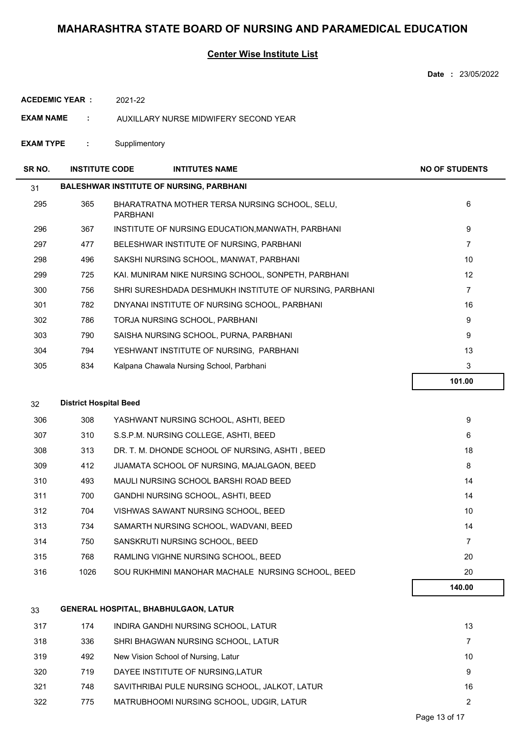# MAHARASHTRA STATE BOARD OF NURSING AND PARAMEDICAL EDUCATION

## Center Wise Institute List

**Date :** 23/05/2022

**ACEDEMIC YEAR :** 2021-22

**EXAM NAME :** AUXILLARY NURSE MIDWIFERY SECOND YEAR

**EXAM TYPE :** Supplimentory

| SR NO. | INSTITUTE CODE | INTITUTES NAME | NO OF STUDENTS |
|---|---|---|---|
| 31 | | **BALESHWAR INSTITUTE OF NURSING, PARBHANI** | |
| 295 | 365 | BHARATRATNA MOTHER TERSA NURSING SCHOOL, SELU, PARBHANI | 6 |
| 296 | 367 | INSTITUTE OF NURSING EDUCATION,MANWATH, PARBHANI | 9 |
| 297 | 477 | BELESHWAR INSTITUTE OF NURSING, PARBHANI | 7 |
| 298 | 496 | SAKSHI NURSING SCHOOL, MANWAT, PARBHANI | 10 |
| 299 | 725 | KAI. MUNIRAM NIKE NURSING SCHOOL, SONPETH, PARBHANI | 12 |
| 300 | 756 | SHRI SURESHDADA DESHMUKH INSTITUTE OF NURSING, PARBHANI | 7 |
| 301 | 782 | DNYANAI INSTITUTE OF NURSING SCHOOL, PARBHANI | 16 |
| 302 | 786 | TORJA NURSING SCHOOL, PARBHANI | 9 |
| 303 | 790 | SAISHA NURSING SCHOOL, PURNA, PARBHANI | 9 |
| 304 | 794 | YESHWANT INSTITUTE OF NURSING, PARBHANI | 13 |
| 305 | 834 | Kalpana Chawala Nursing School, Parbhani | 3 |
| | | | **101.00** |
| 32 | | **District Hospital Beed** | |
| 306 | 308 | YASHWANT NURSING SCHOOL, ASHTI, BEED | 9 |
| 307 | 310 | S.S.P.M. NURSING COLLEGE, ASHTI, BEED | 6 |
| 308 | 313 | DR. T. M. DHONDE SCHOOL OF NURSING, ASHTI , BEED | 18 |
| 309 | 412 | JIJAMATA SCHOOL OF NURSING, MAJALGAON, BEED | 8 |
| 310 | 493 | MAULI NURSING SCHOOL BARSHI ROAD BEED | 14 |
| 311 | 700 | GANDHI NURSING SCHOOL, ASHTI, BEED | 14 |
| 312 | 704 | VISHWAS SAWANT NURSING SCHOOL, BEED | 10 |
| 313 | 734 | SAMARTH NURSING SCHOOL, WADVANI, BEED | 14 |
| 314 | 750 | SANSKRUTI NURSING SCHOOL, BEED | 7 |
| 315 | 768 | RAMLING VIGHNE NURSING SCHOOL, BEED | 20 |
| 316 | 1026 | SOU RUKHMINI MANOHAR MACHALE NURSING SCHOOL, BEED | 20 |
| | | | **140.00** |
| 33 | | **GENERAL HOSPITAL, BHABHULGAON, LATUR** | |
| 317 | 174 | INDIRA GANDHI NURSING SCHOOL, LATUR | 13 |
| 318 | 336 | SHRI BHAGWAN NURSING SCHOOL, LATUR | 7 |
| 319 | 492 | New Vision School of Nursing, Latur | 10 |
| 320 | 719 | DAYEE INSTITUTE OF NURSING,LATUR | 9 |
| 321 | 748 | SAVITHRIBAI PULE NURSING SCHOOL, JALKOT, LATUR | 16 |
| 322 | 775 | MATRUBHOOMI NURSING SCHOOL, UDGIR, LATUR | 2 |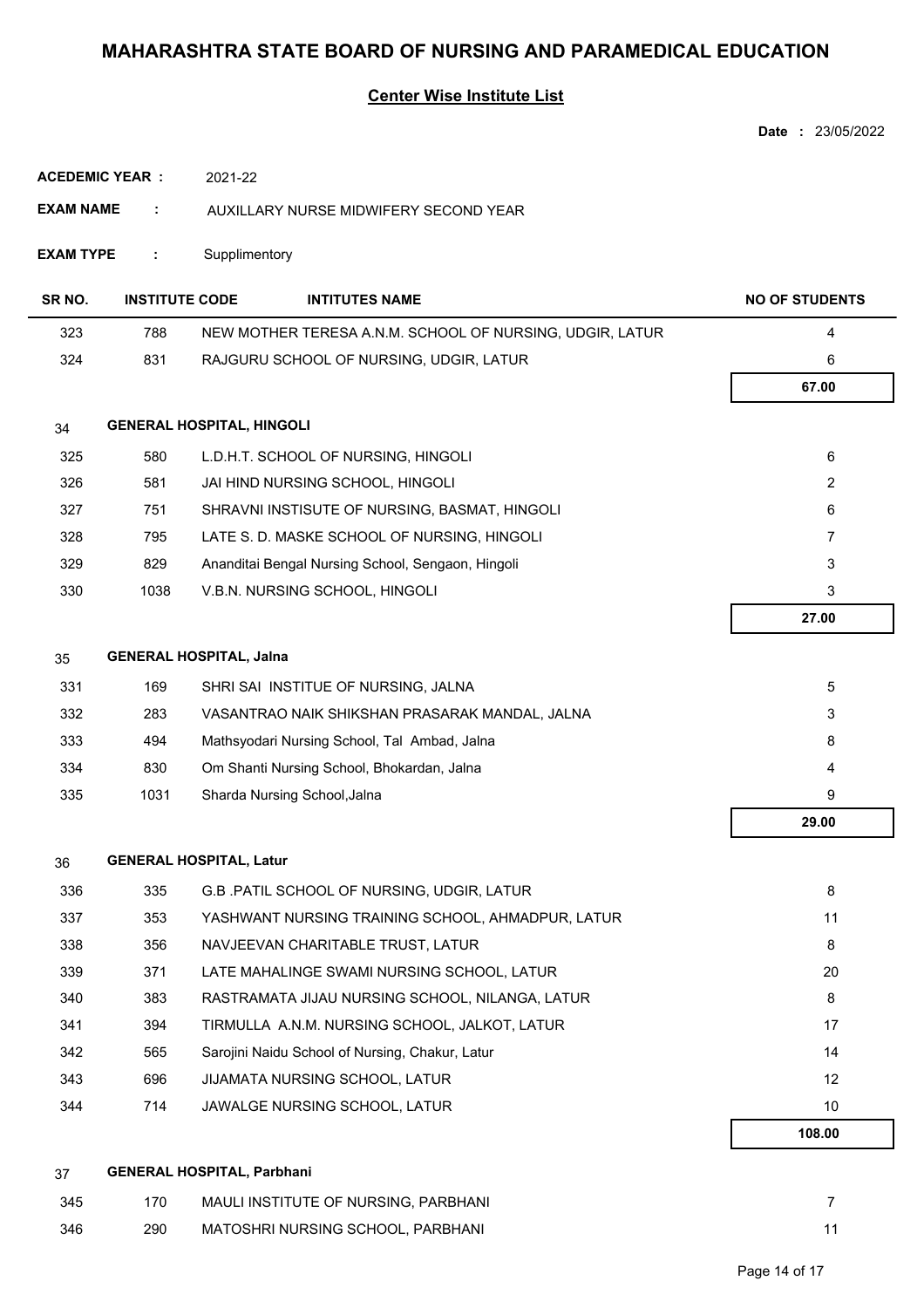# MAHARASHTRA STATE BOARD OF NURSING AND PARAMEDICAL EDUCATION

## Center Wise Institute List

**Date :** 23/05/2022

**ACEDEMIC YEAR :** 2021-22

**EXAM NAME :** AUXILLARY NURSE MIDWIFERY SECOND YEAR

**EXAM TYPE :** Supplimentory

| SR NO. | INSTITUTE CODE | INTITUTES NAME | NO OF STUDENTS |
|---|---|---|---|
| 323 | 788 | NEW MOTHER TERESA A.N.M. SCHOOL OF NURSING, UDGIR, LATUR | 4 |
| 324 | 831 | RAJGURU SCHOOL OF NURSING, UDGIR, LATUR | 6 |
| | | | **67.00** |
| 34 | **GENERAL HOSPITAL, HINGOLI** | | |
| 325 | 580 | L.D.H.T. SCHOOL OF NURSING, HINGOLI | 6 |
| 326 | 581 | JAI HIND NURSING SCHOOL, HINGOLI | 2 |
| 327 | 751 | SHRAVNI INSTISUTE OF NURSING, BASMAT, HINGOLI | 6 |
| 328 | 795 | LATE S. D. MASKE SCHOOL OF NURSING, HINGOLI | 7 |
| 329 | 829 | Ananditai Bengal Nursing School, Sengaon, Hingoli | 3 |
| 330 | 1038 | V.B.N. NURSING SCHOOL, HINGOLI | 3 |
| | | | **27.00** |
| 35 | **GENERAL HOSPITAL, Jalna** | | |
| 331 | 169 | SHRI SAI INSTITUE OF NURSING, JALNA | 5 |
| 332 | 283 | VASANTRAO NAIK SHIKSHAN PRASARAK MANDAL, JALNA | 3 |
| 333 | 494 | Mathsyodari Nursing School, Tal Ambad, Jalna | 8 |
| 334 | 830 | Om Shanti Nursing School, Bhokardan, Jalna | 4 |
| 335 | 1031 | Sharda Nursing School,Jalna | 9 |
| | | | **29.00** |
| 36 | **GENERAL HOSPITAL, Latur** | | |
| 336 | 335 | G.B .PATIL SCHOOL OF NURSING, UDGIR, LATUR | 8 |
| 337 | 353 | YASHWANT NURSING TRAINING SCHOOL, AHMADPUR, LATUR | 11 |
| 338 | 356 | NAVJEEVAN CHARITABLE TRUST, LATUR | 8 |
| 339 | 371 | LATE MAHALINGE SWAMI NURSING SCHOOL, LATUR | 20 |
| 340 | 383 | RASTRAMATA JIJAU NURSING SCHOOL, NILANGA, LATUR | 8 |
| 341 | 394 | TIRMULLA A.N.M. NURSING SCHOOL, JALKOT, LATUR | 17 |
| 342 | 565 | Sarojini Naidu School of Nursing, Chakur, Latur | 14 |
| 343 | 696 | JIJAMATA NURSING SCHOOL, LATUR | 12 |
| 344 | 714 | JAWALGE NURSING SCHOOL, LATUR | 10 |
| | | | **108.00** |
| 37 | **GENERAL HOSPITAL, Parbhani** | | |
| 345 | 170 | MAULI INSTITUTE OF NURSING, PARBHANI | 7 |
| 346 | 290 | MATOSHRI NURSING SCHOOL, PARBHANI | 11 |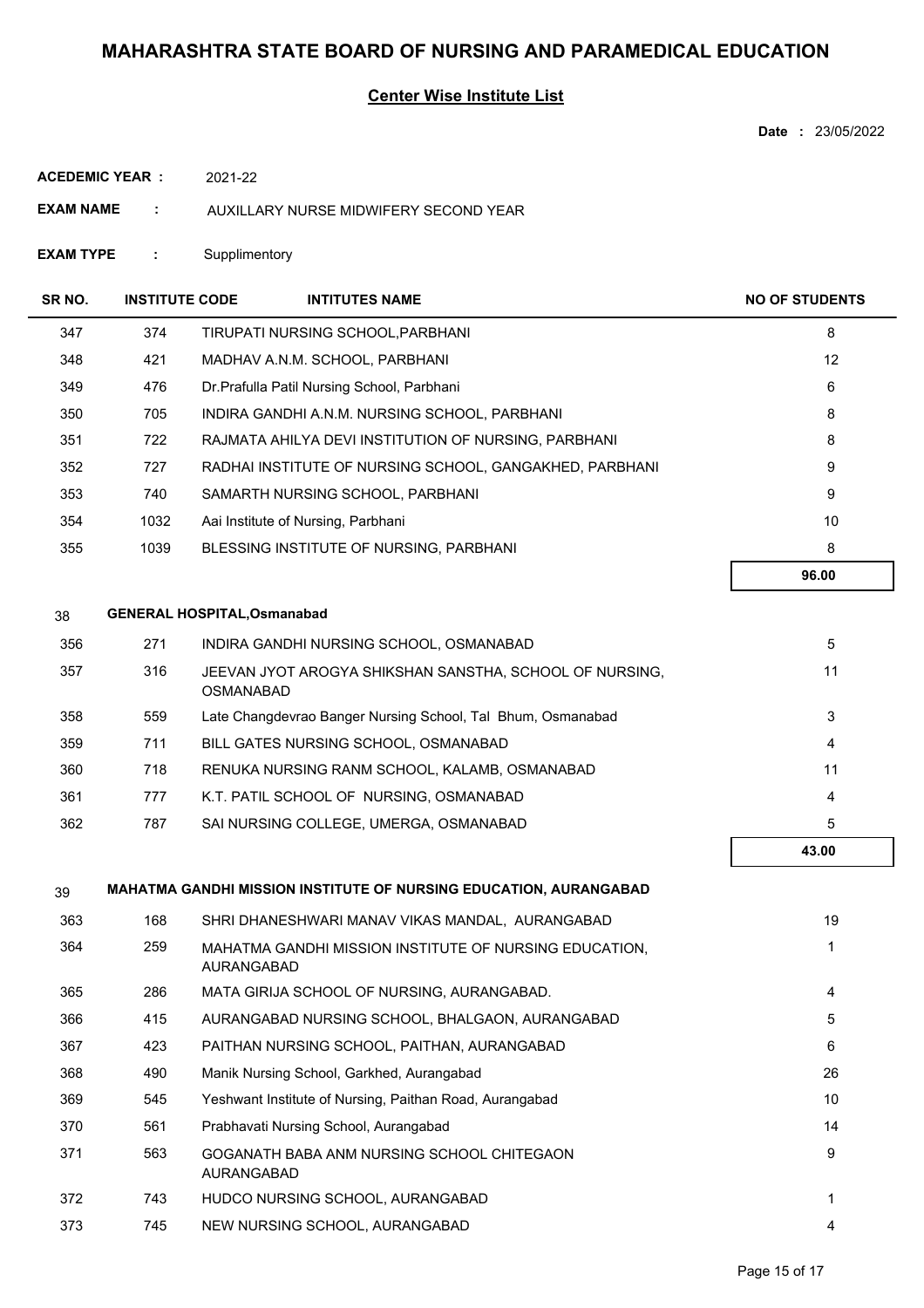# MAHARASHTRA STATE BOARD OF NURSING AND PARAMEDICAL EDUCATION

## Center Wise Institute List

**Date :** 23/05/2022

**ACEDEMIC YEAR :** 2021-22

**EXAM NAME :** AUXILLARY NURSE MIDWIFERY SECOND YEAR

**EXAM TYPE :** Supplimentory

| SR NO. | INSTITUTE CODE | INTITUTES NAME | NO OF STUDENTS |
|---|---|---|---|
| 347 | 374 | TIRUPATI NURSING SCHOOL,PARBHANI | 8 |
| 348 | 421 | MADHAV A.N.M. SCHOOL, PARBHANI | 12 |
| 349 | 476 | Dr.Prafulla Patil Nursing School, Parbhani | 6 |
| 350 | 705 | INDIRA GANDHI A.N.M. NURSING SCHOOL, PARBHANI | 8 |
| 351 | 722 | RAJMATA AHILYA DEVI INSTITUTION OF NURSING, PARBHANI | 8 |
| 352 | 727 | RADHAI INSTITUTE OF NURSING SCHOOL, GANGAKHED, PARBHANI | 9 |
| 353 | 740 | SAMARTH NURSING SCHOOL, PARBHANI | 9 |
| 354 | 1032 | Aai Institute of Nursing, Parbhani | 10 |
| 355 | 1039 | BLESSING INSTITUTE OF NURSING, PARBHANI | 8 |
| | | | **96.00** |
| 38 | **GENERAL HOSPITAL,Osmanabad** | | |
| 356 | 271 | INDIRA GANDHI NURSING SCHOOL, OSMANABAD | 5 |
| 357 | 316 | JEEVAN JYOT AROGYA SHIKSHAN SANSTHA, SCHOOL OF NURSING, OSMANABAD | 11 |
| 358 | 559 | Late Changdevrao Banger Nursing School, Tal Bhum, Osmanabad | 3 |
| 359 | 711 | BILL GATES NURSING SCHOOL, OSMANABAD | 4 |
| 360 | 718 | RENUKA NURSING RANM SCHOOL, KALAMB, OSMANABAD | 11 |
| 361 | 777 | K.T. PATIL SCHOOL OF NURSING, OSMANABAD | 4 |
| 362 | 787 | SAI NURSING COLLEGE, UMERGA, OSMANABAD | 5 |
| | | | **43.00** |
| 39 | **MAHATMA GANDHI MISSION INSTITUTE OF NURSING EDUCATION, AURANGABAD** | | |
| 363 | 168 | SHRI DHANESHWARI MANAV VIKAS MANDAL, AURANGABAD | 19 |
| 364 | 259 | MAHATMA GANDHI MISSION INSTITUTE OF NURSING EDUCATION, AURANGABAD | 1 |
| 365 | 286 | MATA GIRIJA SCHOOL OF NURSING, AURANGABAD. | 4 |
| 366 | 415 | AURANGABAD NURSING SCHOOL, BHALGAON, AURANGABAD | 5 |
| 367 | 423 | PAITHAN NURSING SCHOOL, PAITHAN, AURANGABAD | 6 |
| 368 | 490 | Manik Nursing School, Garkhed, Aurangabad | 26 |
| 369 | 545 | Yeshwant Institute of Nursing, Paithan Road, Aurangabad | 10 |
| 370 | 561 | Prabhavati Nursing School, Aurangabad | 14 |
| 371 | 563 | GOGANATH BABA ANM NURSING SCHOOL CHITEGAON AURANGABAD | 9 |
| 372 | 743 | HUDCO NURSING SCHOOL, AURANGABAD | 1 |
| 373 | 745 | NEW NURSING SCHOOL, AURANGABAD | 4 |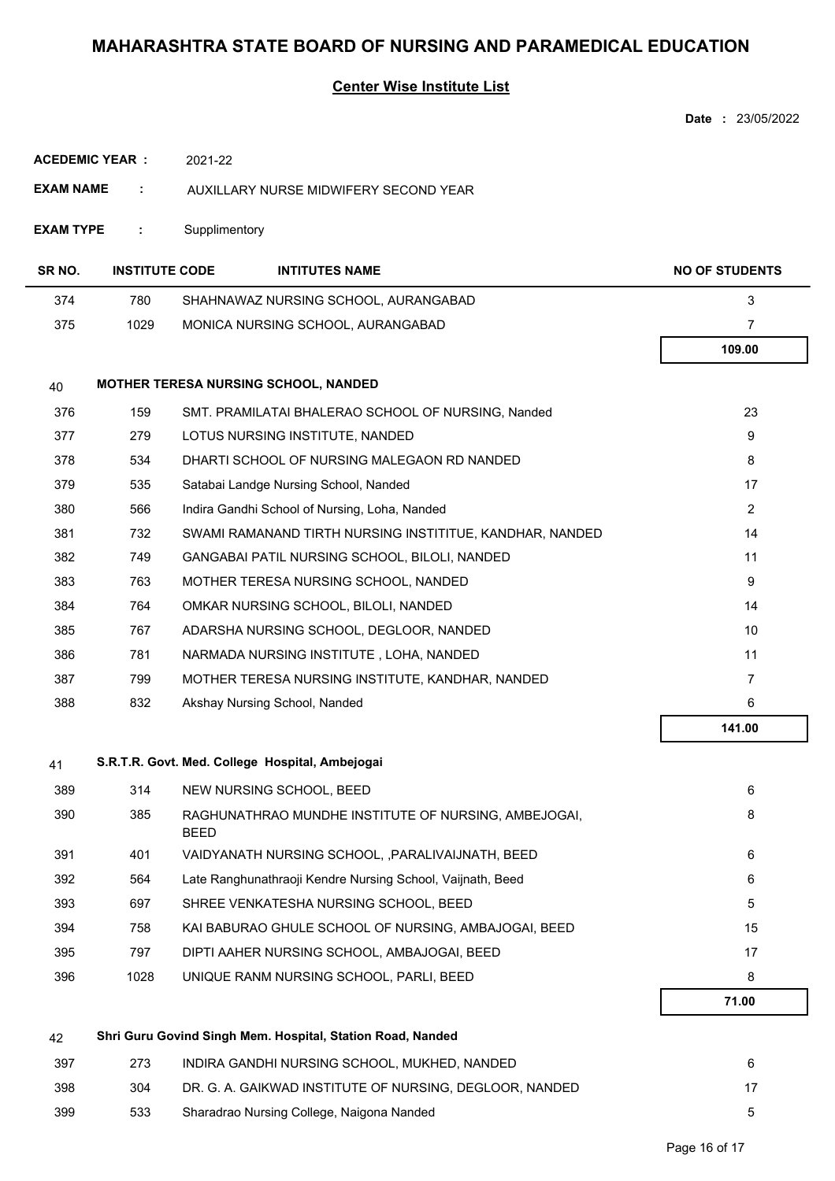# MAHARASHTRA STATE BOARD OF NURSING AND PARAMEDICAL EDUCATION

## Center Wise Institute List

**Date :** 23/05/2022

**ACEDEMIC YEAR :** 2021-22

**EXAM NAME :** AUXILLARY NURSE MIDWIFERY SECOND YEAR

**EXAM TYPE :** Supplimentory

| SR NO. | INSTITUTE CODE | INTITUTES NAME | NO OF STUDENTS |
|---|---|---|---|
| 374 | 780 | SHAHNAWAZ NURSING SCHOOL, AURANGABAD | 3 |
| 375 | 1029 | MONICA NURSING SCHOOL, AURANGABAD | 7 |
| | | | **109.00** |
| 40 | | **MOTHER TERESA NURSING SCHOOL, NANDED** | |
| 376 | 159 | SMT. PRAMILATAI BHALERAO SCHOOL OF NURSING, Nanded | 23 |
| 377 | 279 | LOTUS NURSING INSTITUTE, NANDED | 9 |
| 378 | 534 | DHARTI SCHOOL OF NURSING MALEGAON RD NANDED | 8 |
| 379 | 535 | Satabai Landge Nursing School, Nanded | 17 |
| 380 | 566 | Indira Gandhi School of Nursing, Loha, Nanded | 2 |
| 381 | 732 | SWAMI RAMANAND TIRTH NURSING INSTITITUE, KANDHAR, NANDED | 14 |
| 382 | 749 | GANGABAI PATIL NURSING SCHOOL, BILOLI, NANDED | 11 |
| 383 | 763 | MOTHER TERESA NURSING SCHOOL, NANDED | 9 |
| 384 | 764 | OMKAR NURSING SCHOOL, BILOLI, NANDED | 14 |
| 385 | 767 | ADARSHA NURSING SCHOOL, DEGLOOR, NANDED | 10 |
| 386 | 781 | NARMADA NURSING INSTITUTE , LOHA, NANDED | 11 |
| 387 | 799 | MOTHER TERESA NURSING INSTITUTE, KANDHAR, NANDED | 7 |
| 388 | 832 | Akshay Nursing School, Nanded | 6 |
| | | | **141.00** |
| 41 | | **S.R.T.R. Govt. Med. College Hospital, Ambejogai** | |
| 389 | 314 | NEW NURSING SCHOOL, BEED | 6 |
| 390 | 385 | RAGHUNATHRAO MUNDHE INSTITUTE OF NURSING, AMBEJOGAI, BEED | 8 |
| 391 | 401 | VAIDYANATH NURSING SCHOOL, ,PARALIVAIJNATH, BEED | 6 |
| 392 | 564 | Late Ranghunathraoji Kendre Nursing School, Vaijnath, Beed | 6 |
| 393 | 697 | SHREE VENKATESHA NURSING SCHOOL, BEED | 5 |
| 394 | 758 | KAI BABURAO GHULE SCHOOL OF NURSING, AMBAJOGAI, BEED | 15 |
| 395 | 797 | DIPTI AAHER NURSING SCHOOL, AMBAJOGAI, BEED | 17 |
| 396 | 1028 | UNIQUE RANM NURSING SCHOOL, PARLI, BEED | 8 |
| | | | **71.00** |
| 42 | | **Shri Guru Govind Singh Mem. Hospital, Station Road, Nanded** | |
| 397 | 273 | INDIRA GANDHI NURSING SCHOOL, MUKHED, NANDED | 6 |
| 398 | 304 | DR. G. A. GAIKWAD INSTITUTE OF NURSING, DEGLOOR, NANDED | 17 |
| 399 | 533 | Sharadrao Nursing College, Naigona Nanded | 5 |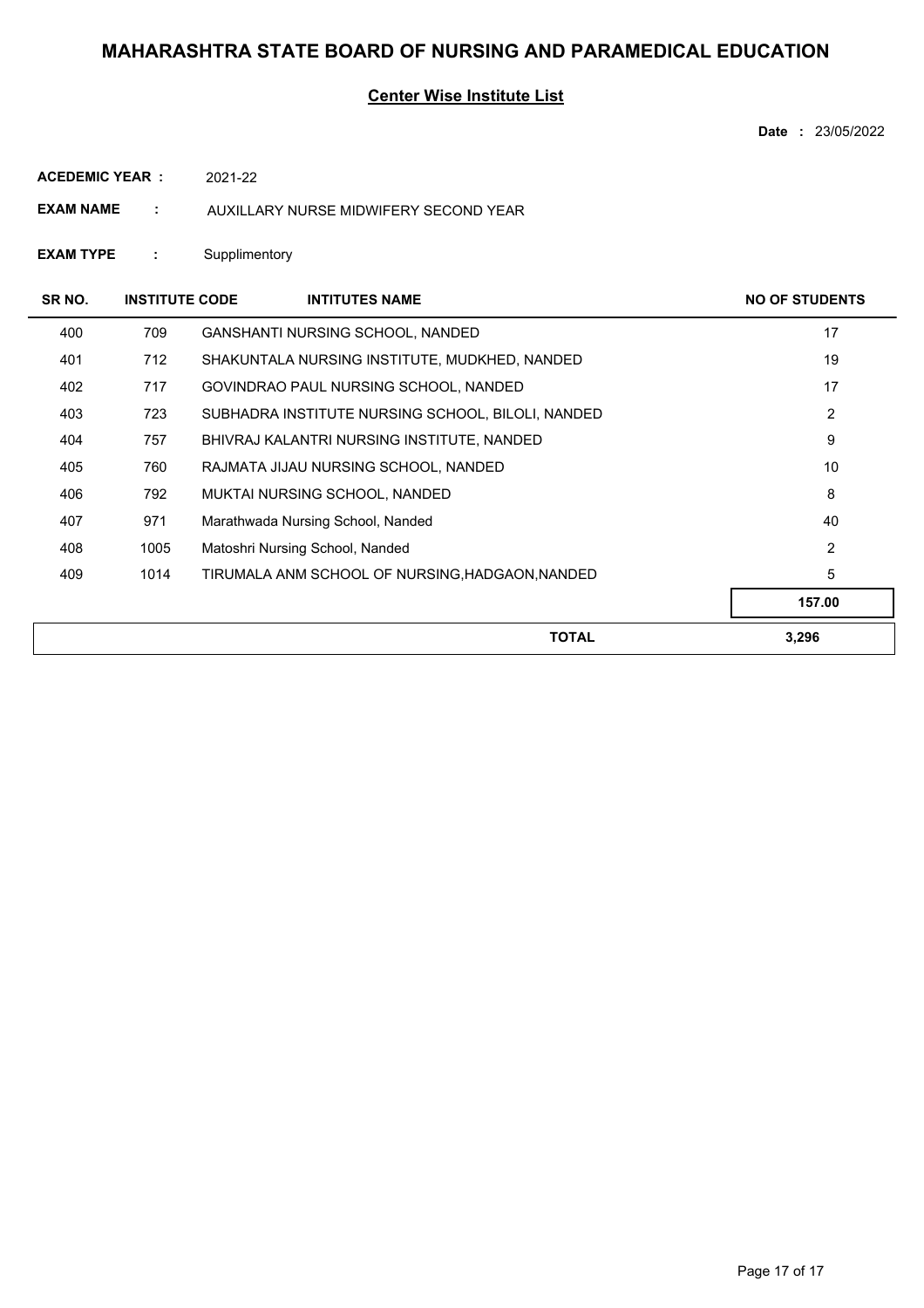# MAHARASHTRA STATE BOARD OF NURSING AND PARAMEDICAL EDUCATION

## Center Wise Institute List

**Date :** 23/05/2022

**ACEDEMIC YEAR :** 2021-22

**EXAM NAME :** AUXILLARY NURSE MIDWIFERY SECOND YEAR

**EXAM TYPE :** Supplimentory

| SR NO. | INSTITUTE CODE | INTITUTES NAME | NO OF STUDENTS |
|---|---|---|---|
| 400 | 709 | GANSHANTI NURSING SCHOOL, NANDED | 17 |
| 401 | 712 | SHAKUNTALA NURSING INSTITUTE, MUDKHED, NANDED | 19 |
| 402 | 717 | GOVINDRAO PAUL NURSING SCHOOL, NANDED | 17 |
| 403 | 723 | SUBHADRA INSTITUTE NURSING SCHOOL, BILOLI, NANDED | 2 |
| 404 | 757 | BHIVRAJ KALANTRI NURSING INSTITUTE, NANDED | 9 |
| 405 | 760 | RAJMATA JIJAU NURSING SCHOOL, NANDED | 10 |
| 406 | 792 | MUKTAI NURSING SCHOOL, NANDED | 8 |
| 407 | 971 | Marathwada Nursing School, Nanded | 40 |
| 408 | 1005 | Matoshri Nursing School, Nanded | 2 |
| 409 | 1014 | TIRUMALA ANM SCHOOL OF NURSING,HADGAON,NANDED | 5 |
| | | | **157.00** |
| | | **TOTAL** | **3,296** |